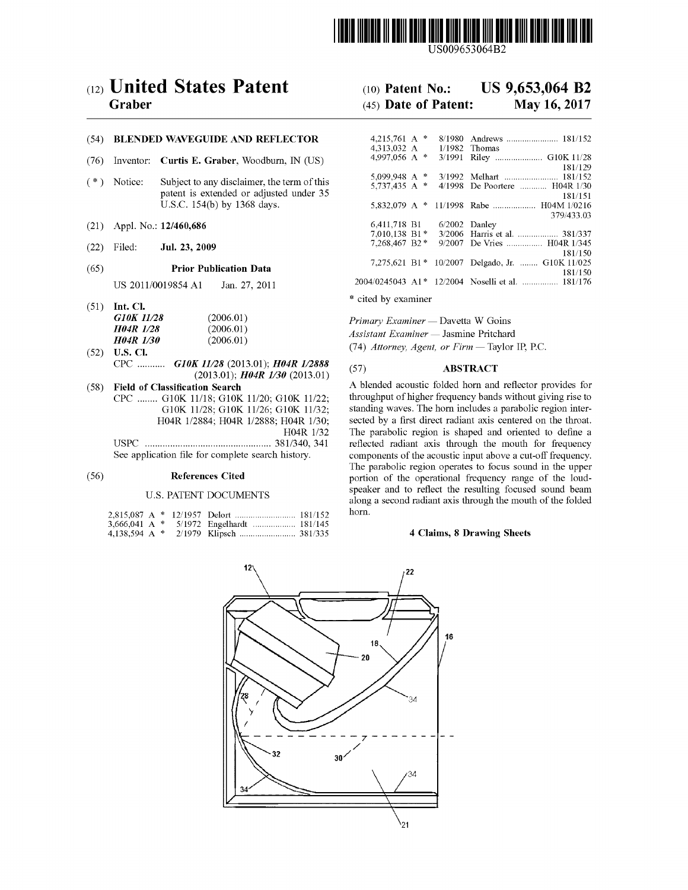US009653064B2

# (12) United States Patent
**Graber**

(10) **Patent No.:** **US 9,653,064 B2**

(45) **Date of Patent:** **May 16, 2017**

(54) **BLENDED WAVEGUIDE AND REFLECTOR**

(76) Inventor: **Curtis E. Graber**, Woodburn, IN (US)

( * ) Notice: Subject to any disclaimer, the term of this patent is extended or adjusted under 35 U.S.C. 154(b) by 1368 days.

(21) Appl. No.: **12/460,686**

(22) Filed: **Jul. 23, 2009**

(65) **Prior Publication Data**

US 2011/0019854 A1 Jan. 27, 2011

(51) **Int. Cl.**

| | |
|---|---|
| ***G10K 11/28*** | (2006.01) |
| ***H04R 1/28*** | (2006.01) |
| ***H04R 1/30*** | (2006.01) |

(52) **U.S. Cl.**

CPC ........... ***G10K 11/28*** (2013.01); ***H04R 1/2888*** (2013.01); ***H04R 1/30*** (2013.01)

(58) **Field of Classification Search**

CPC ........ G10K 11/18; G10K 11/20; G10K 11/22; G10K 11/28; G10K 11/26; G10K 11/32; H04R 1/2884; H04R 1/2888; H04R 1/30; H04R 1/32

USPC .................................................. 381/340, 341

See application file for complete search history.

(56) **References Cited**

U.S. PATENT DOCUMENTS

| | | | |
|---|---|---|---|
| 2,815,087 A * | 12/1957 | Delort | 181/152 |
| 3,666,041 A * | 5/1972 | Engelhardt | 181/145 |
| 4,138,594 A * | 2/1979 | Klipsch | 381/335 |
| 4,215,761 A * | 8/1980 | Andrews | 181/152 |
| 4,313,032 A | 1/1982 | Thomas | |
| 4,997,056 A * | 3/1991 | Riley | G10K 11/28 181/129 |
| 5,099,948 A * | 3/1992 | Melhart | 181/152 |
| 5,737,435 A * | 4/1998 | De Poortere | H04R 1/30 181/151 |
| 5,832,079 A * | 11/1998 | Rabe | H04M 1/0216 379/433.03 |
| 6,411,718 B1 | 6/2002 | Danley | |
| 7,010,138 B1 * | 3/2006 | Harris et al. | 381/337 |
| 7,268,467 B2 * | 9/2007 | De Vries | H04R 1/345 181/150 |
| 7,275,621 B1 * | 10/2007 | Delgado, Jr. | G10K 11/025 181/150 |
| 2004/0245043 A1 * | 12/2004 | Noselli et al. | 181/176 |

\* cited by examiner

*Primary Examiner* — Davetta W Goins

*Assistant Examiner* — Jasmine Pritchard

(74) *Attorney, Agent, or Firm* — Taylor IP, P.C.

(57) **ABSTRACT**

A blended acoustic folded horn and reflector provides for throughput of higher frequency bands without giving rise to standing waves. The horn includes a parabolic region intersected by a first direct radiant axis centered on the throat. The parabolic region is shaped and oriented to define a reflected radiant axis through the mouth for frequency components of the acoustic input above a cut-off frequency. The parabolic region operates to focus sound in the upper portion of the operational frequency range of the loudspeaker and to reflect the resulting focused sound beam along a second radiant axis through the mouth of the folded horn.

**4 Claims, 8 Drawing Sheets**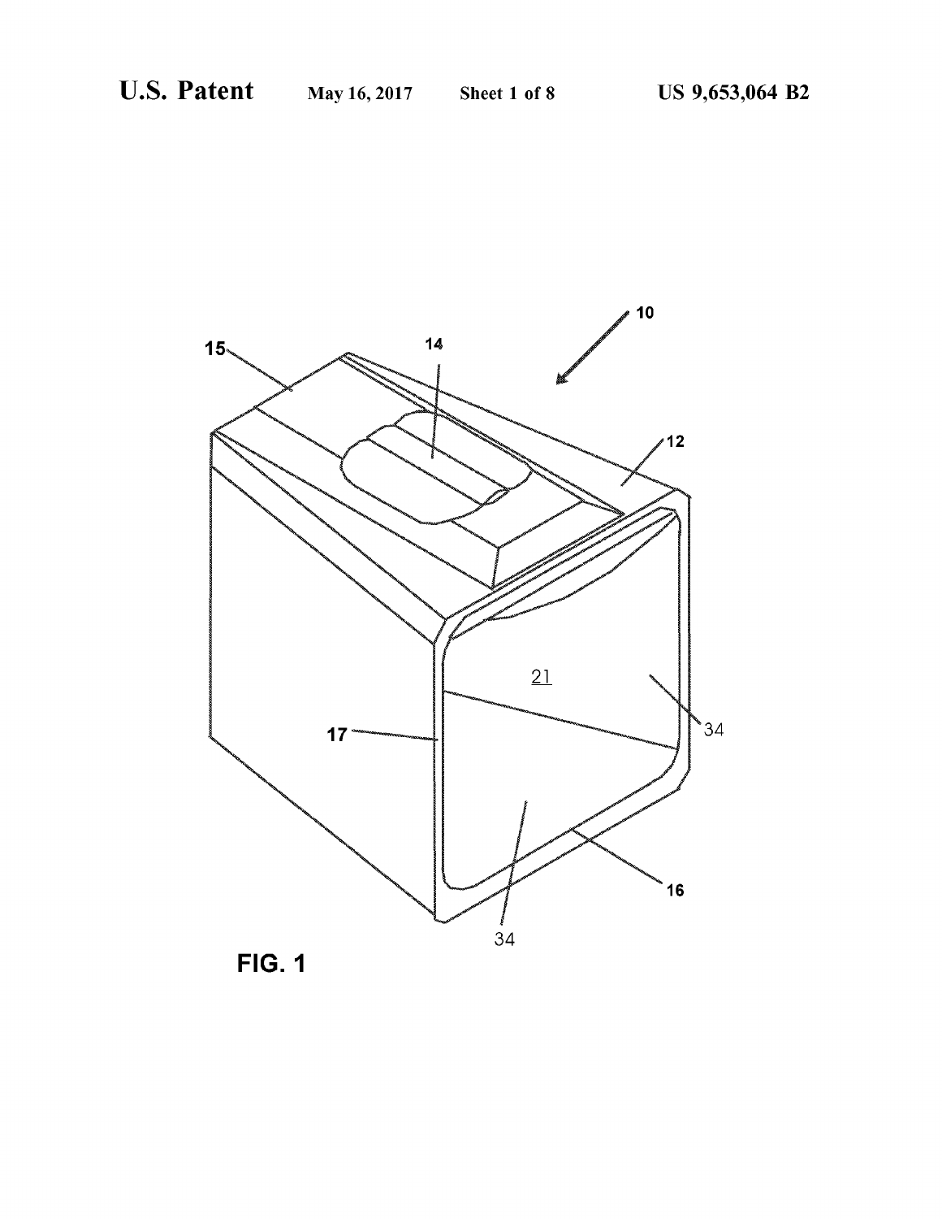FIG. 1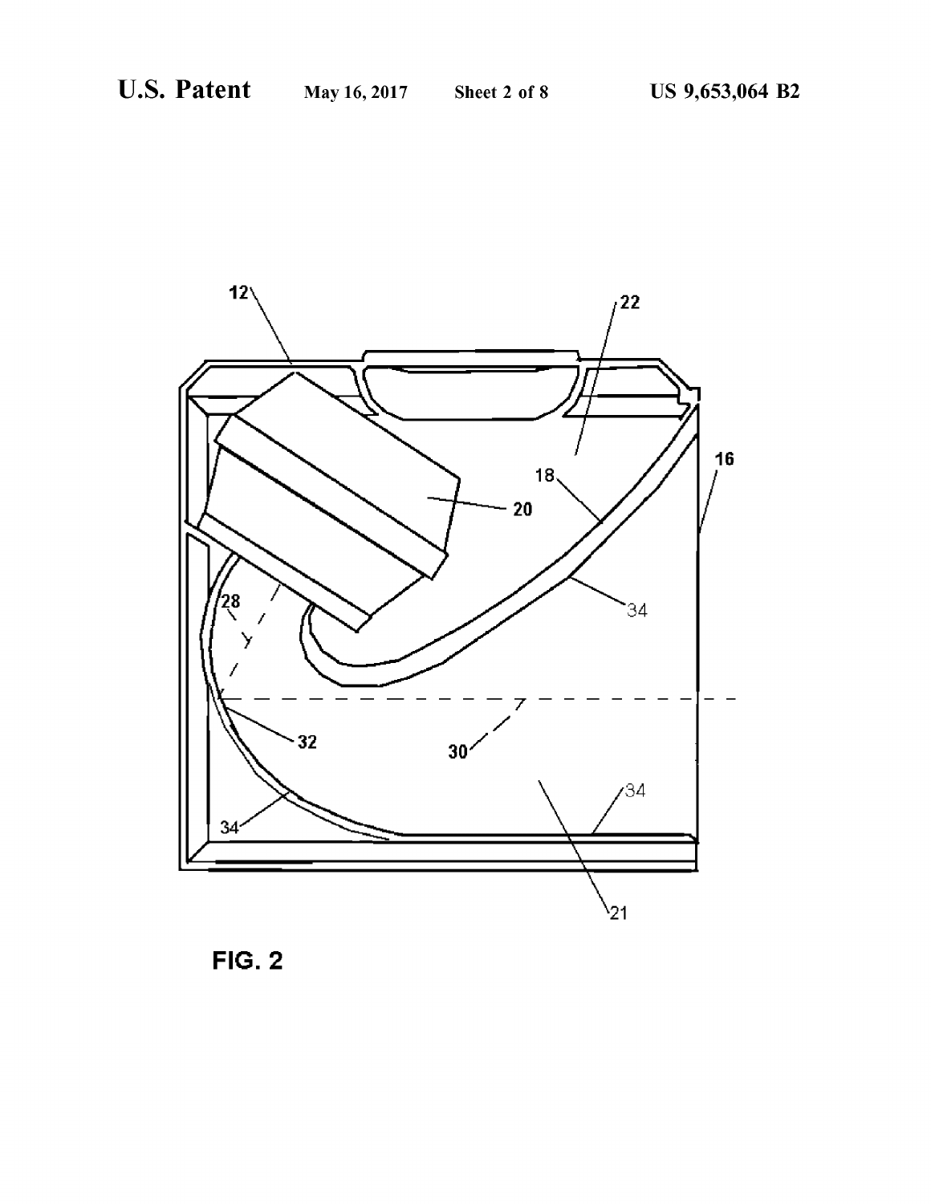FIG. 2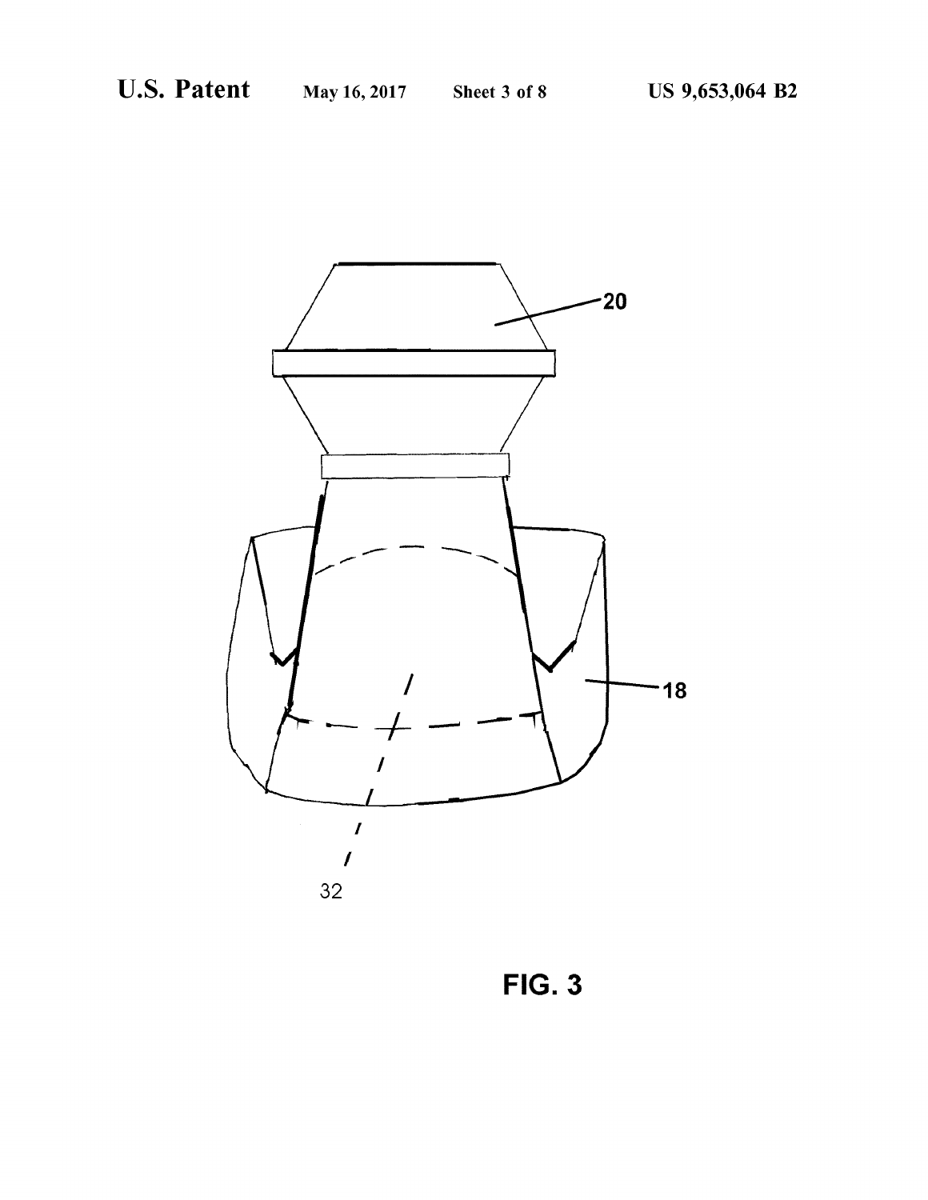20

18

32

FIG. 3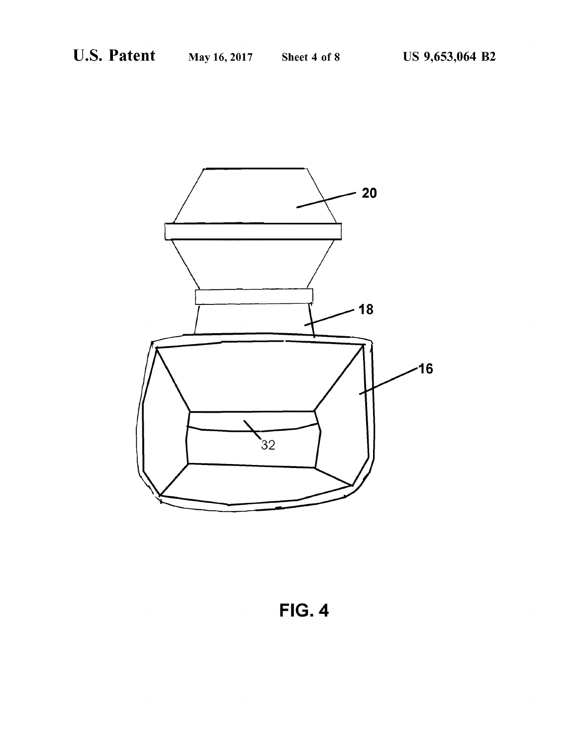FIG. 4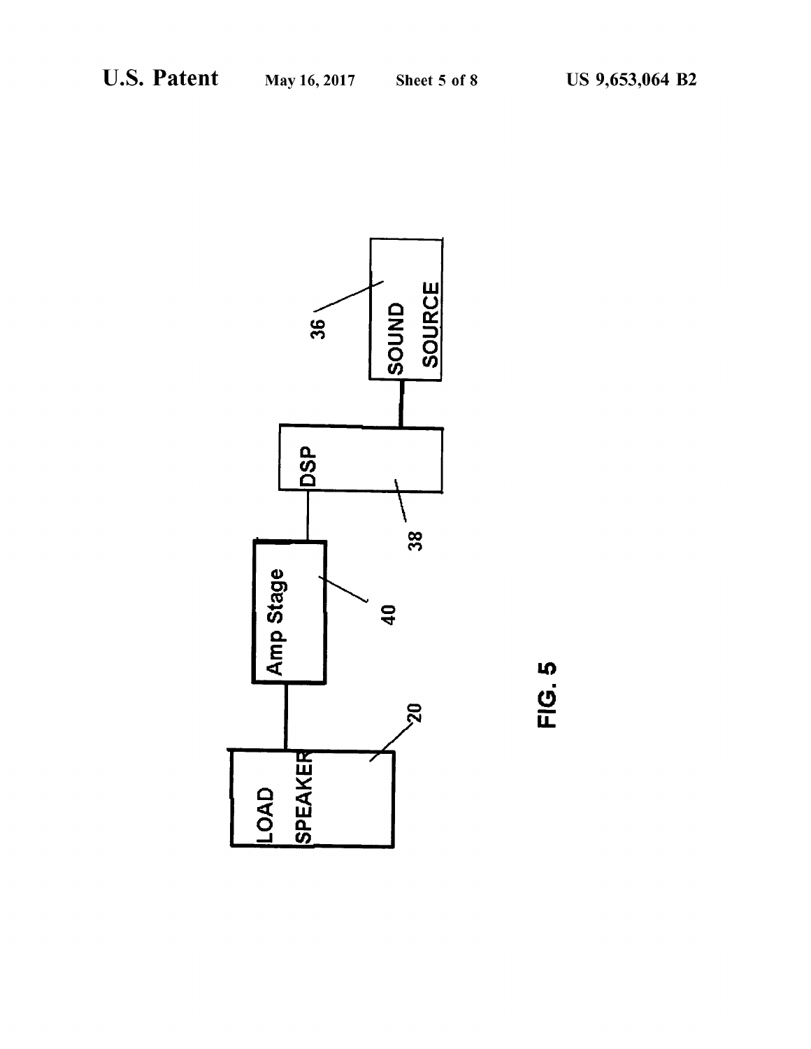SOUND SOURCE 36

DSP 38

Amp Stage 40

LOAD SPEAKER 20

FIG. 5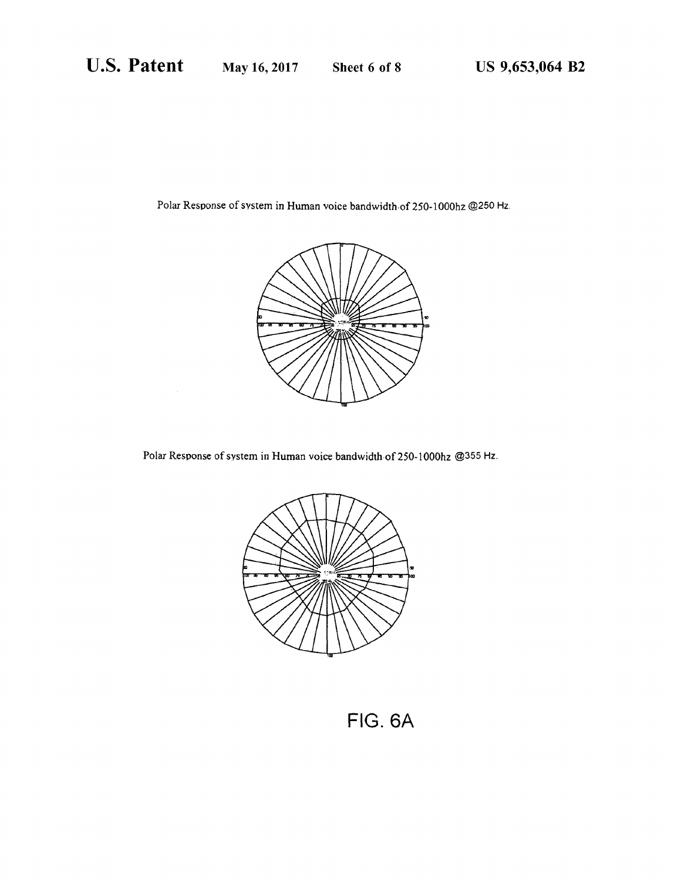Polar Response of system in Human voice bandwidth of 250-1000hz @250 Hz.

Polar Response of system in Human voice bandwidth of 250-1000hz @355 Hz.

FIG. 6A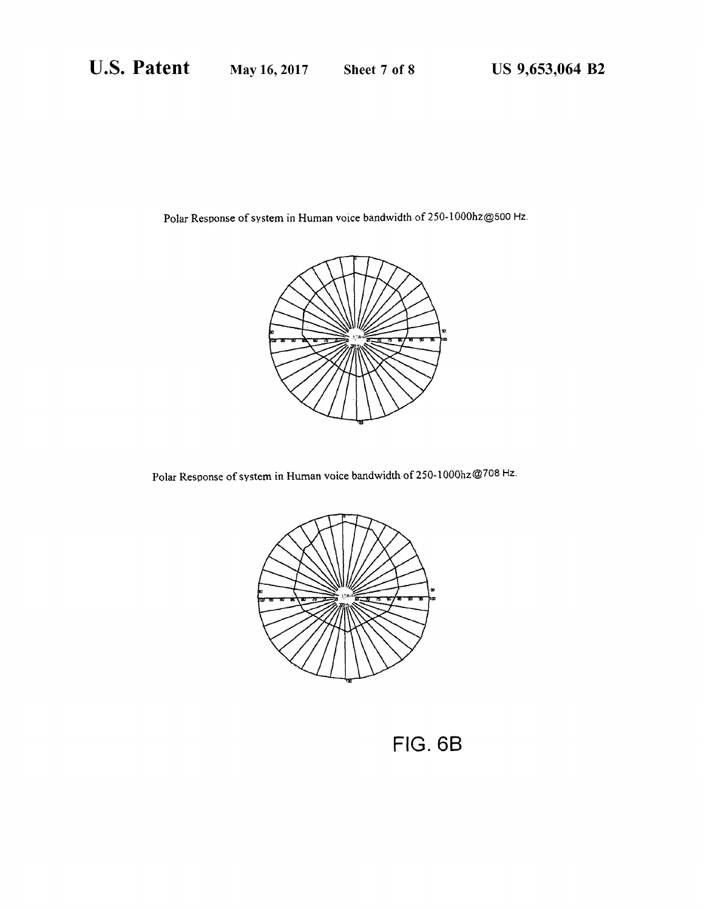Polar Response of system in Human voice bandwidth of 250-1000hz@500 Hz.

Polar Response of system in Human voice bandwidth of 250-1000hz@708 Hz.

FIG. 6B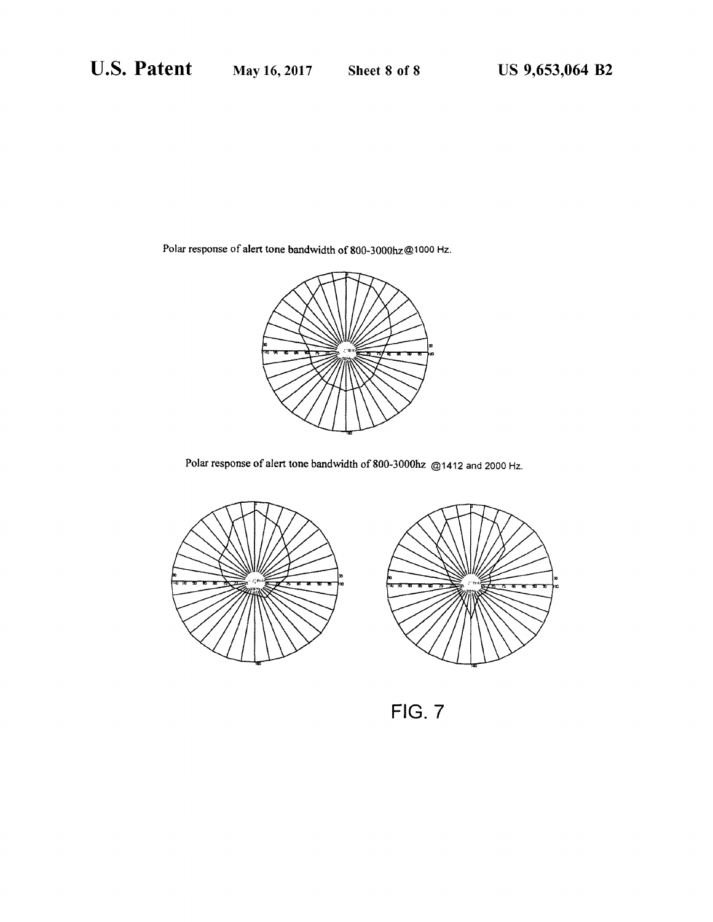Polar response of alert tone bandwidth of 800-3000hz@1000 Hz.

Polar response of alert tone bandwidth of 800-3000hz @1412 and 2000 Hz.

FIG. 7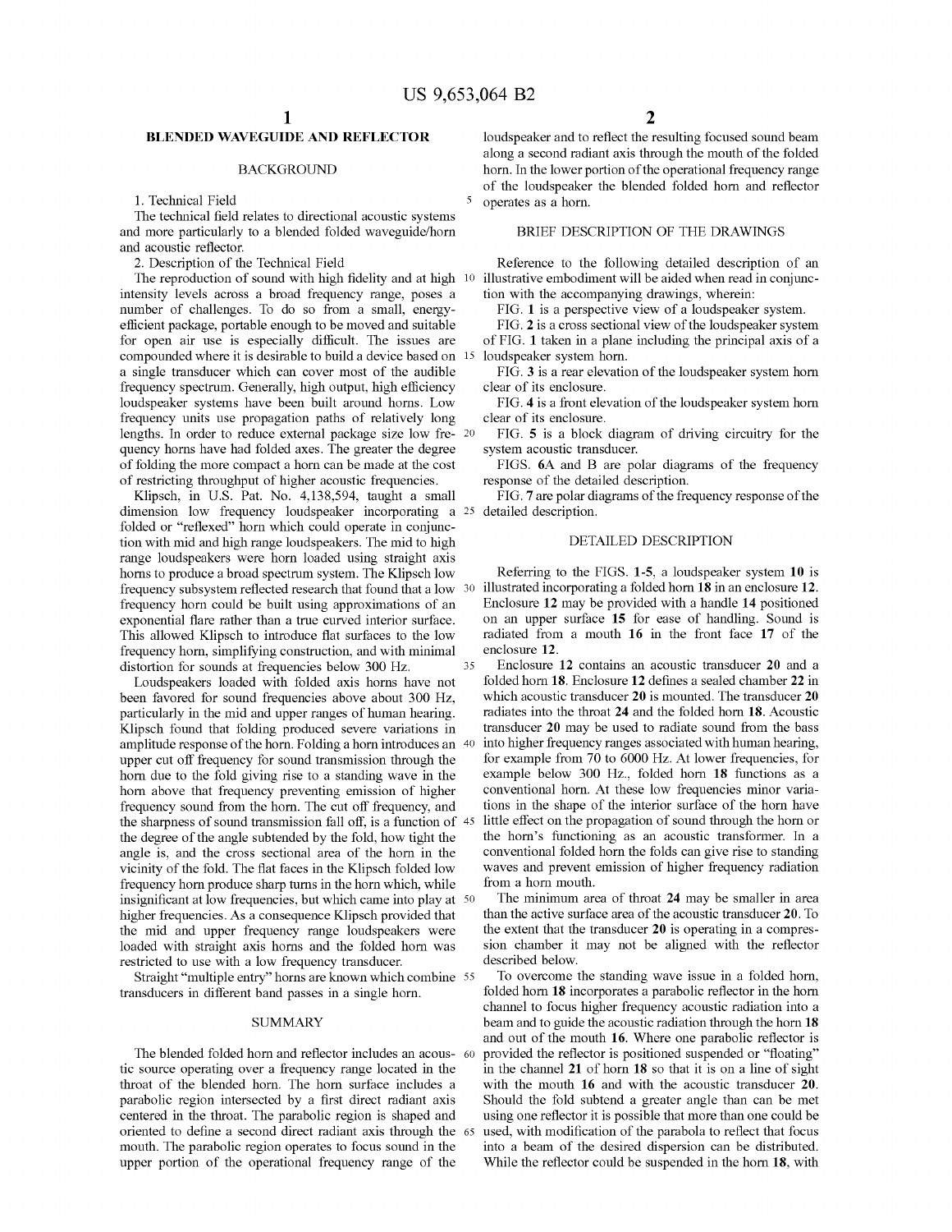## BLENDED WAVEGUIDE AND REFLECTOR

### BACKGROUND

1. Technical Field

The technical field relates to directional acoustic systems and more particularly to a blended folded waveguide/horn and acoustic reflector.

2. Description of the Technical Field

The reproduction of sound with high fidelity and at high intensity levels across a broad frequency range, poses a number of challenges. To do so from a small, energy-efficient package, portable enough to be moved and suitable for open air use is especially difficult. The issues are compounded where it is desirable to build a device based on a single transducer which can cover most of the audible frequency spectrum. Generally, high output, high efficiency loudspeaker systems have been built around horns. Low frequency units use propagation paths of relatively long lengths. In order to reduce external package size low frequency horns have had folded axes. The greater the degree of folding the more compact a horn can be made at the cost of restricting throughput of higher acoustic frequencies.

Klipsch, in U.S. Pat. No. 4,138,594, taught a small dimension low frequency loudspeaker incorporating a folded or "reflexed" horn which could operate in conjunction with mid and high range loudspeakers. The mid to high range loudspeakers were horn loaded using straight axis horns to produce a broad spectrum system. The Klipsch low frequency subsystem reflected research that found that a low frequency horn could be built using approximations of an exponential flare rather than a true curved interior surface. This allowed Klipsch to introduce flat surfaces to the low frequency horn, simplifying construction, and with minimal distortion for sounds at frequencies below 300 Hz.

Loudspeakers loaded with folded axis horns have not been favored for sound frequencies above about 300 Hz, particularly in the mid and upper ranges of human hearing. Klipsch found that folding produced severe variations in amplitude response of the horn. Folding a horn introduces an upper cut off frequency for sound transmission through the horn due to the fold giving rise to a standing wave in the horn above that frequency preventing emission of higher frequency sound from the horn. The cut off frequency, and the sharpness of sound transmission fall off, is a function of the degree of the angle subtended by the fold, how tight the angle is, and the cross sectional area of the horn in the vicinity of the fold. The flat faces in the Klipsch folded low frequency horn produce sharp turns in the horn which, while insignificant at low frequencies, but which came into play at higher frequencies. As a consequence Klipsch provided that the mid and upper frequency range loudspeakers were loaded with straight axis horns and the folded horn was restricted to use with a low frequency transducer.

Straight "multiple entry" horns are known which combine transducers in different band passes in a single horn.

### SUMMARY

The blended folded horn and reflector includes an acoustic source operating over a frequency range located in the throat of the blended horn. The horn surface includes a parabolic region intersected by a first direct radiant axis centered in the throat. The parabolic region is shaped and oriented to define a second direct radiant axis through the mouth. The parabolic region operates to focus sound in the upper portion of the operational frequency range of the loudspeaker and to reflect the resulting focused sound beam along a second radiant axis through the mouth of the folded horn. In the lower portion of the operational frequency range of the loudspeaker the blended folded horn and reflector operates as a horn.

### BRIEF DESCRIPTION OF THE DRAWINGS

Reference to the following detailed description of an illustrative embodiment will be aided when read in conjunction with the accompanying drawings, wherein:

FIG. **1** is a perspective view of a loudspeaker system.

FIG. **2** is a cross sectional view of the loudspeaker system of FIG. **1** taken in a plane including the principal axis of a loudspeaker system horn.

FIG. **3** is a rear elevation of the loudspeaker system horn clear of its enclosure.

FIG. **4** is a front elevation of the loudspeaker system horn clear of its enclosure.

FIG. **5** is a block diagram of driving circuitry for the system acoustic transducer.

FIGS. **6**A and B are polar diagrams of the frequency response of the detailed description.

FIG. **7** are polar diagrams of the frequency response of the detailed description.

### DETAILED DESCRIPTION

Referring to the FIGS. **1-5**, a loudspeaker system **10** is illustrated incorporating a folded horn **18** in an enclosure **12**. Enclosure **12** may be provided with a handle **14** positioned on an upper surface **15** for ease of handling. Sound is radiated from a mouth **16** in the front face **17** of the enclosure **12**.

Enclosure **12** contains an acoustic transducer **20** and a folded horn **18**. Enclosure **12** defines a sealed chamber **22** in which acoustic transducer **20** is mounted. The transducer **20** radiates into the throat **24** and the folded horn **18**. Acoustic transducer **20** may be used to radiate sound from the bass into higher frequency ranges associated with human hearing, for example from 70 to 6000 Hz. At lower frequencies, for example below 300 Hz., folded horn **18** functions as a conventional horn. At these low frequencies minor variations in the shape of the interior surface of the horn have little effect on the propagation of sound through the horn or the horn's functioning as an acoustic transformer. In a conventional folded horn the folds can give rise to standing waves and prevent emission of higher frequency radiation from a horn mouth.

The minimum area of throat **24** may be smaller in area than the active surface area of the acoustic transducer **20**. To the extent that the transducer **20** is operating in a compression chamber it may not be aligned with the reflector described below.

To overcome the standing wave issue in a folded horn, folded horn **18** incorporates a parabolic reflector in the horn channel to focus higher frequency acoustic radiation into a beam and to guide the acoustic radiation through the horn **18** and out of the mouth **16**. Where one parabolic reflector is provided the reflector is positioned suspended or "floating" in the channel **21** of horn **18** so that it is on a line of sight with the mouth **16** and with the acoustic transducer **20**. Should the fold subtend a greater angle than can be met using one reflector it is possible that more than one could be used, with modification of the parabola to reflect that focus into a beam of the desired dispersion can be distributed. While the reflector could be suspended in the horn **18**, with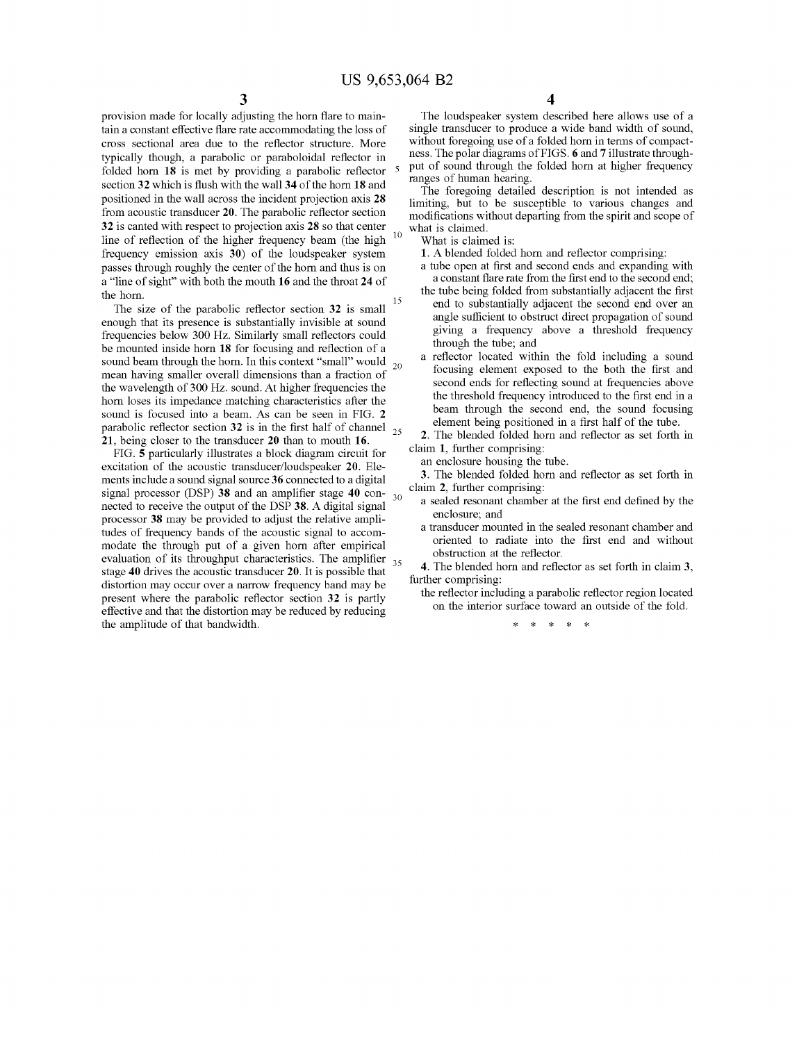provision made for locally adjusting the horn flare to maintain a constant effective flare rate accommodating the loss of cross sectional area due to the reflector structure. More typically though, a parabolic or paraboloidal reflector in folded horn **18** is met by providing a parabolic reflector section **32** which is flush with the wall **34** of the horn **18** and positioned in the wall across the incident projection axis **28** from acoustic transducer **20**. The parabolic reflector section **32** is canted with respect to projection axis **28** so that center line of reflection of the higher frequency beam (the high frequency emission axis **30**) of the loudspeaker system passes through roughly the center of the horn and thus is on a "line of sight" with both the mouth **16** and the throat **24** of the horn.

The size of the parabolic reflector section **32** is small enough that its presence is substantially invisible at sound frequencies below 300 Hz. Similarly small reflectors could be mounted inside horn **18** for focusing and reflection of a sound beam through the horn. In this context "small" would mean having smaller overall dimensions than a fraction of the wavelength of 300 Hz. sound. At higher frequencies the horn loses its impedance matching characteristics after the sound is focused into a beam. As can be seen in FIG. **2** parabolic reflector section **32** is in the first half of channel **21**, being closer to the transducer **20** than to mouth **16**.

FIG. **5** particularly illustrates a block diagram circuit for excitation of the acoustic transducer/loudspeaker **20**. Elements include a sound signal source **36** connected to a digital signal processor (DSP) **38** and an amplifier stage **40** connected to receive the output of the DSP **38**. A digital signal processor **38** may be provided to adjust the relative amplitudes of frequency bands of the acoustic signal to accommodate the through put of a given horn after empirical evaluation of its throughput characteristics. The amplifier stage **40** drives the acoustic transducer **20**. It is possible that distortion may occur over a narrow frequency band may be present where the parabolic reflector section **32** is partly effective and that the distortion may be reduced by reducing the amplitude of that bandwidth.

The loudspeaker system described here allows use of a single transducer to produce a wide band width of sound, without foregoing use of a folded horn in terms of compactness. The polar diagrams of FIGS. **6** and **7** illustrate throughput of sound through the folded horn at higher frequency ranges of human hearing.

The foregoing detailed description is not intended as limiting, but to be susceptible to various changes and modifications without departing from the spirit and scope of what is claimed.

What is claimed is:

**1**. A blended folded horn and reflector comprising:

a tube open at first and second ends and expanding with a constant flare rate from the first end to the second end;

the tube being folded from substantially adjacent the first end to substantially adjacent the second end over an angle sufficient to obstruct direct propagation of sound giving a frequency above a threshold frequency through the tube; and

a reflector located within the fold including a sound focusing element exposed to the both the first and second ends for reflecting sound at frequencies above the threshold frequency introduced to the first end in a beam through the second end, the sound focusing element being positioned in a first half of the tube.

**2**. The blended folded horn and reflector as set forth in claim **1**, further comprising:

an enclosure housing the tube.

**3**. The blended folded horn and reflector as set forth in claim **2**, further comprising:

a sealed resonant chamber at the first end defined by the enclosure; and

a transducer mounted in the sealed resonant chamber and oriented to radiate into the first end and without obstruction at the reflector.

**4**. The blended horn and reflector as set forth in claim **3**, further comprising:

the reflector including a parabolic reflector region located on the interior surface toward an outside of the fold.

* * * * *